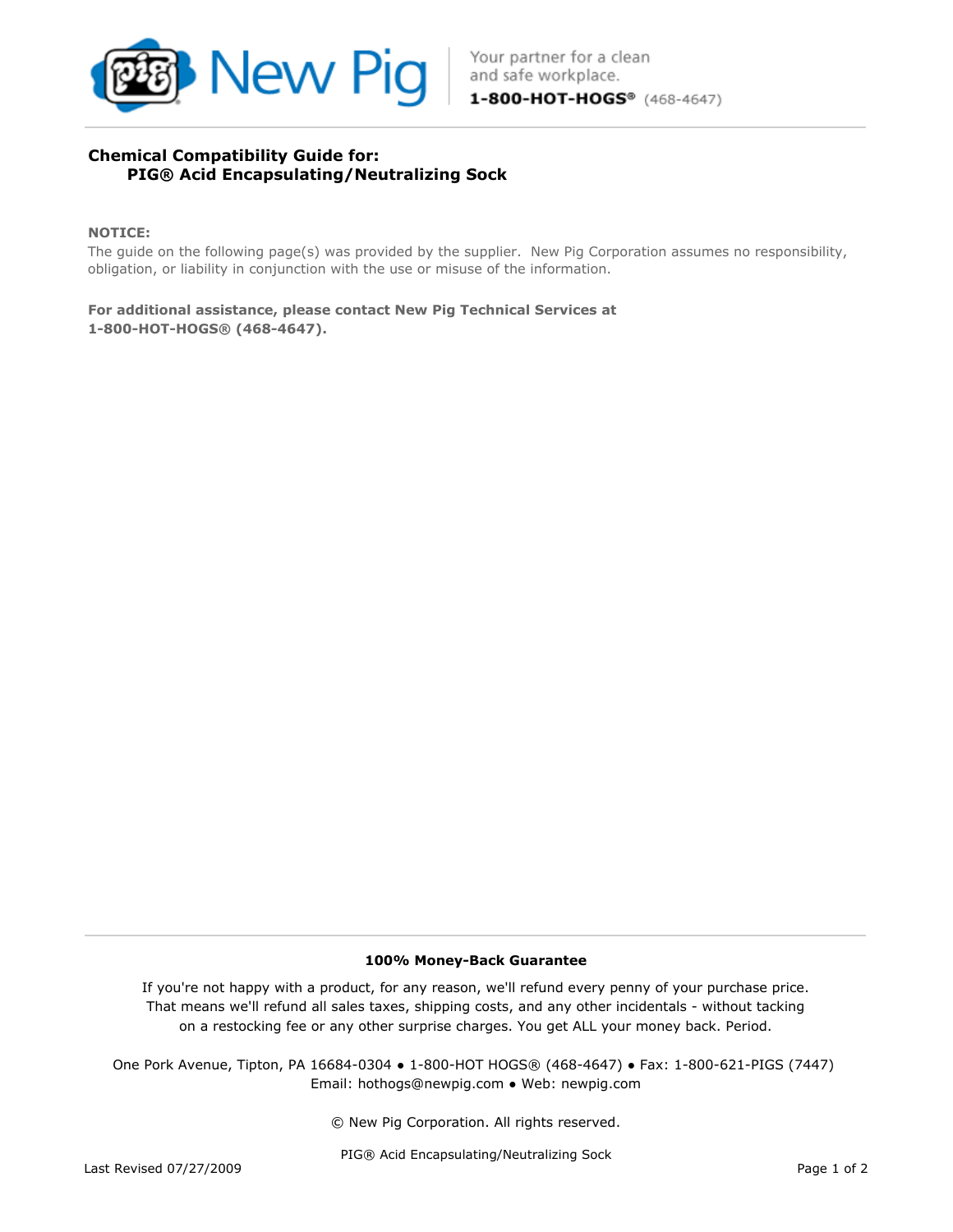# Chemical Compatibility Guide for: PIG® Acid Encapsulating/Neutralizing Sock

**NOTICE:**
The guide on the following page(s) was provided by the supplier. New Pig Corporation assumes no responsibility, obligation, or liability in conjunction with the use or misuse of the information.

**For additional assistance, please contact New Pig Technical Services at 1-800-HOT-HOGS® (468-4647).**

**100% Money-Back Guarantee**

If you're not happy with a product, for any reason, we'll refund every penny of your purchase price. That means we'll refund all sales taxes, shipping costs, and any other incidentals - without tacking on a restocking fee or any other surprise charges. You get ALL your money back. Period.

One Pork Avenue, Tipton, PA 16684-0304 • 1-800-HOT HOGS® (468-4647) • Fax: 1-800-621-PIGS (7447)
Email: hothogs@newpig.com • Web: newpig.com

© New Pig Corporation. All rights reserved.

Last Revised 07/27/2009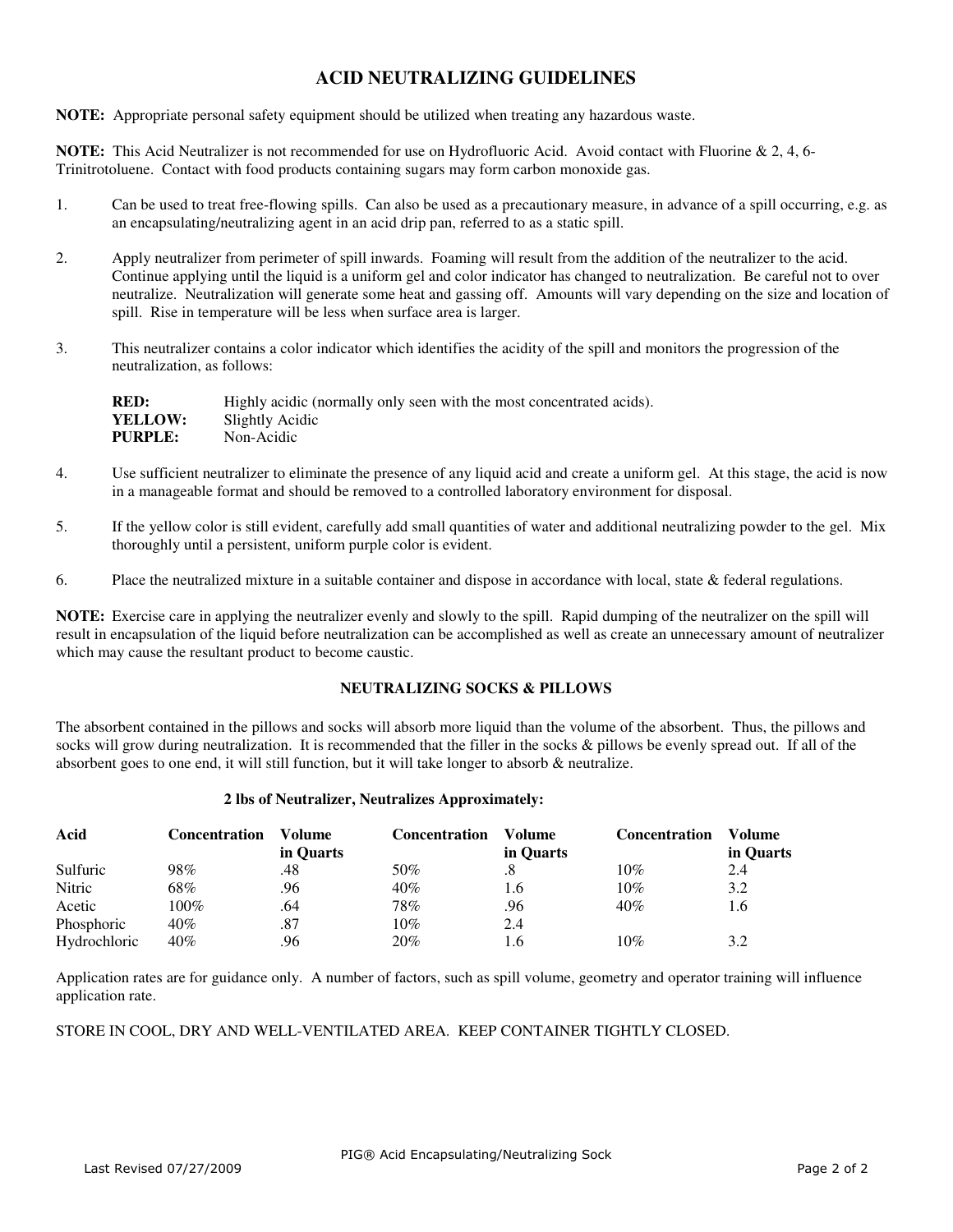# ACID NEUTRALIZING GUIDELINES

**NOTE:** Appropriate personal safety equipment should be utilized when treating any hazardous waste.

**NOTE:** This Acid Neutralizer is not recommended for use on Hydrofluoric Acid. Avoid contact with Fluorine & 2, 4, 6-Trinitrotoluene. Contact with food products containing sugars may form carbon monoxide gas.

1. Can be used to treat free-flowing spills. Can also be used as a precautionary measure, in advance of a spill occurring, e.g. as an encapsulating/neutralizing agent in an acid drip pan, referred to as a static spill.

2. Apply neutralizer from perimeter of spill inwards. Foaming will result from the addition of the neutralizer to the acid. Continue applying until the liquid is a uniform gel and color indicator has changed to neutralization. Be careful not to over neutralize. Neutralization will generate some heat and gassing off. Amounts will vary depending on the size and location of spill. Rise in temperature will be less when surface area is larger.

3. This neutralizer contains a color indicator which identifies the acidity of the spill and monitors the progression of the neutralization, as follows:

   **RED:** Highly acidic (normally only seen with the most concentrated acids).
   **YELLOW:** Slightly Acidic
   **PURPLE:** Non-Acidic

4. Use sufficient neutralizer to eliminate the presence of any liquid acid and create a uniform gel. At this stage, the acid is now in a manageable format and should be removed to a controlled laboratory environment for disposal.

5. If the yellow color is still evident, carefully add small quantities of water and additional neutralizing powder to the gel. Mix thoroughly until a persistent, uniform purple color is evident.

6. Place the neutralized mixture in a suitable container and dispose in accordance with local, state & federal regulations.

**NOTE:** Exercise care in applying the neutralizer evenly and slowly to the spill. Rapid dumping of the neutralizer on the spill will result in encapsulation of the liquid before neutralization can be accomplished as well as create an unnecessary amount of neutralizer which may cause the resultant product to become caustic.

## NEUTRALIZING SOCKS & PILLOWS

The absorbent contained in the pillows and socks will absorb more liquid than the volume of the absorbent. Thus, the pillows and socks will grow during neutralization. It is recommended that the filler in the socks & pillows be evenly spread out. If all of the absorbent goes to one end, it will still function, but it will take longer to absorb & neutralize.

**2 lbs of Neutralizer, Neutralizes Approximately:**

| Acid | Concentration | Volume in Quarts | Concentration | Volume in Quarts | Concentration | Volume in Quarts |
|---|---|---|---|---|---|---|
| Sulfuric | 98% | .48 | 50% | .8 | 10% | 2.4 |
| Nitric | 68% | .96 | 40% | 1.6 | 10% | 3.2 |
| Acetic | 100% | .64 | 78% | .96 | 40% | 1.6 |
| Phosphoric | 40% | .87 | 10% | 2.4 | | |
| Hydrochloric | 40% | .96 | 20% | 1.6 | 10% | 3.2 |

Application rates are for guidance only. A number of factors, such as spill volume, geometry and operator training will influence application rate.

STORE IN COOL, DRY AND WELL-VENTILATED AREA. KEEP CONTAINER TIGHTLY CLOSED.